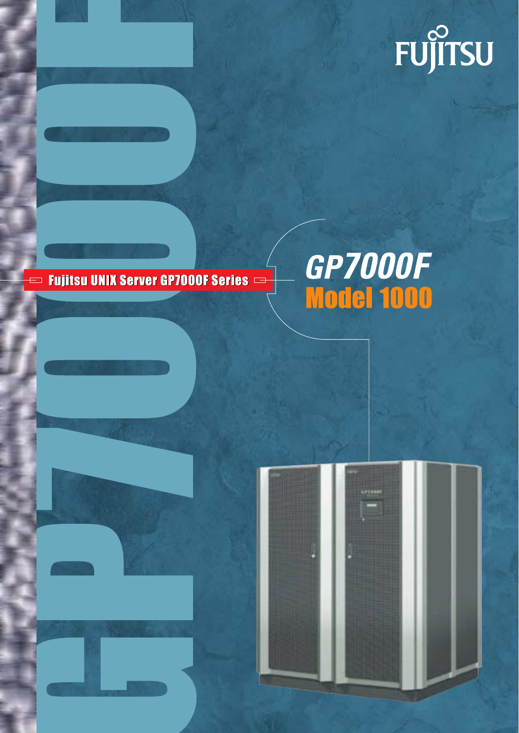FUJITSU

Fujitsu UNIX Server GP7000F Series

# GP7000F

## Model 1000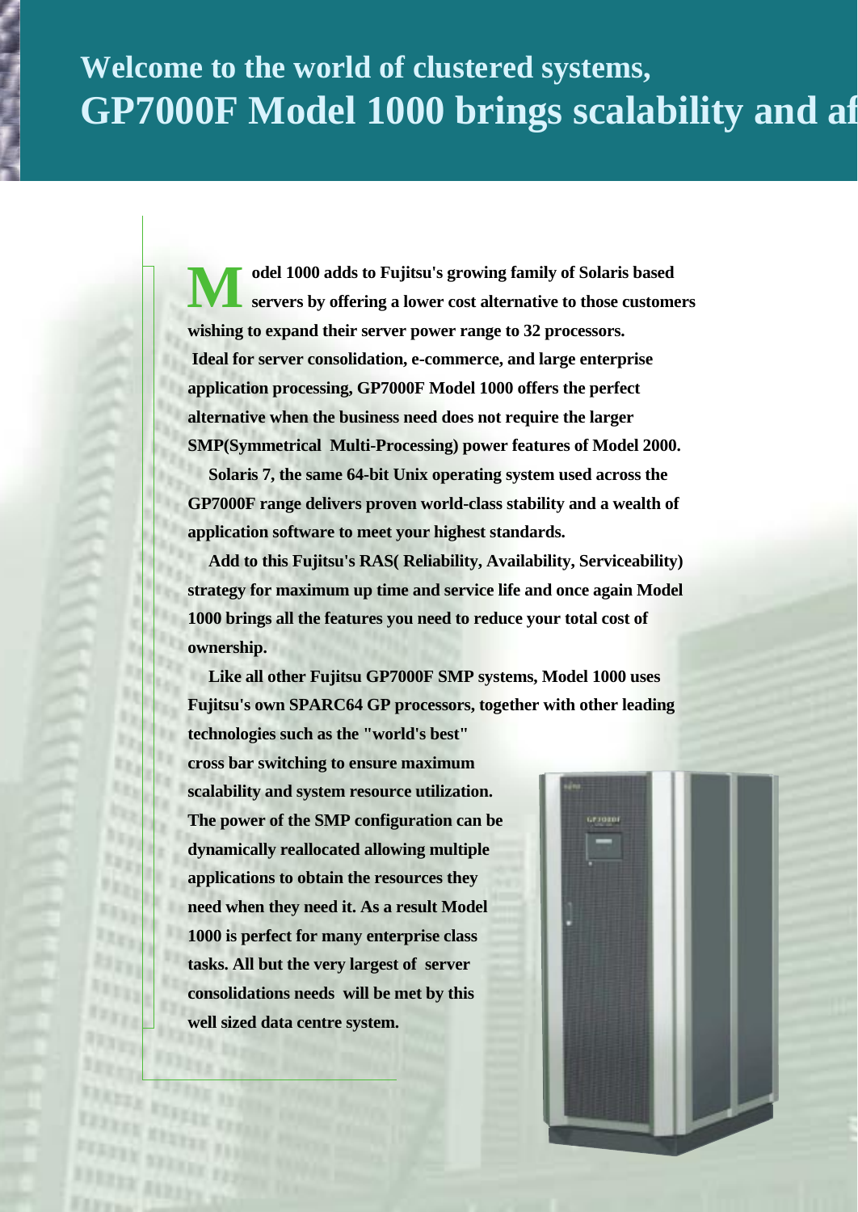# Welcome to the world of clustered systems,
# GP7000F Model 1000 brings scalability and af

Model 1000 adds to Fujitsu's growing family of Solaris based servers by offering a lower cost alternative to those customers wishing to expand their server power range to 32 processors. Ideal for server consolidation, e-commerce, and large enterprise application processing, GP7000F Model 1000 offers the perfect alternative when the business need does not require the larger SMP(Symmetrical Multi-Processing) power features of Model 2000.

Solaris 7, the same 64-bit Unix operating system used across the GP7000F range delivers proven world-class stability and a wealth of application software to meet your highest standards.

Add to this Fujitsu's RAS( Reliability, Availability, Serviceability) strategy for maximum up time and service life and once again Model 1000 brings all the features you need to reduce your total cost of ownership.

Like all other Fujitsu GP7000F SMP systems, Model 1000 uses Fujitsu's own SPARC64 GP processors, together with other leading technologies such as the "world's best" cross bar switching to ensure maximum scalability and system resource utilization. The power of the SMP configuration can be dynamically reallocated allowing multiple applications to obtain the resources they need when they need it. As a result Model 1000 is perfect for many enterprise class tasks. All but the very largest of server consolidations needs will be met by this well sized data centre system.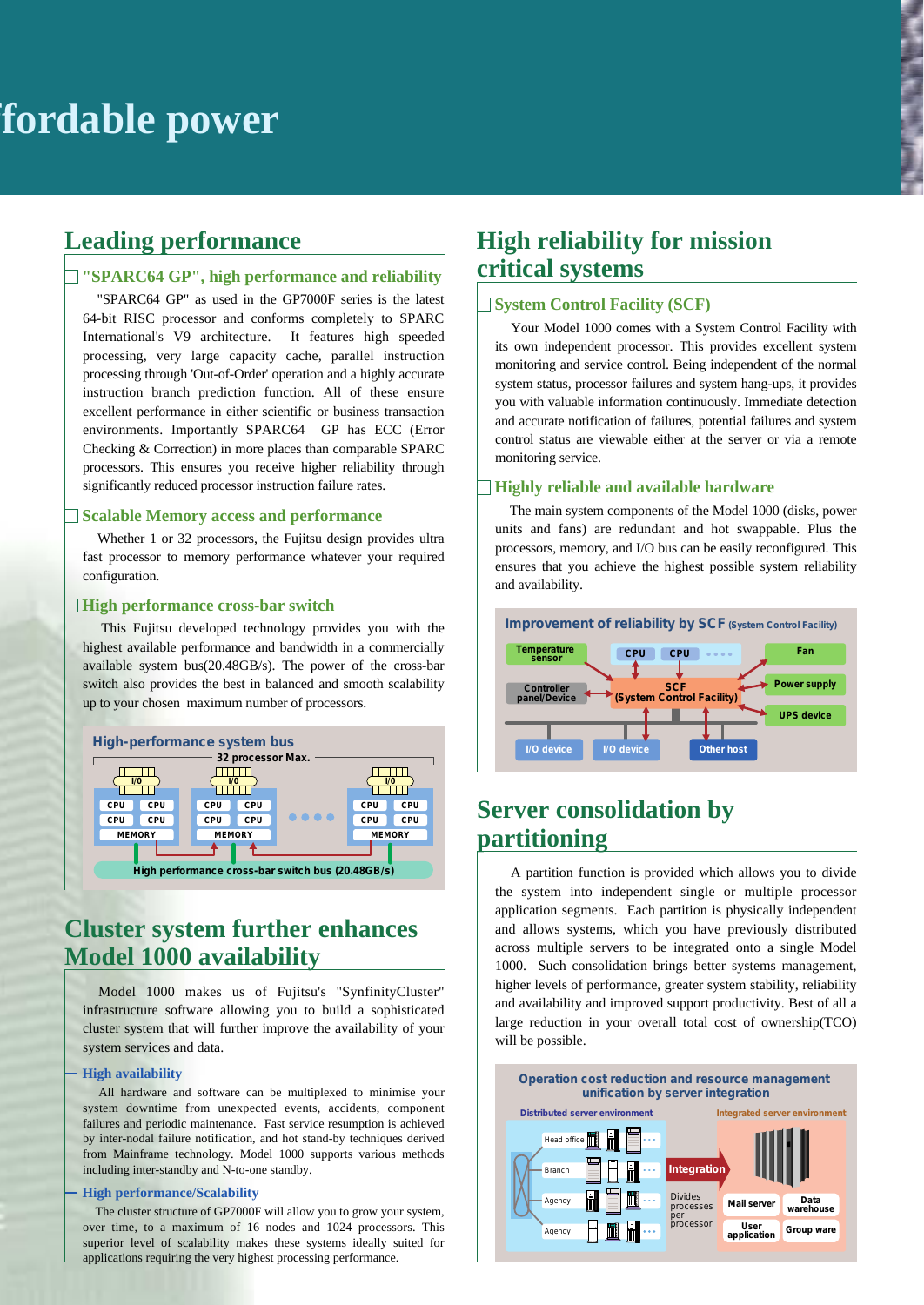# fordable power

## Leading performance

### "SPARC64 GP", high performance and reliability

"SPARC64 GP" as used in the GP7000F series is the latest 64-bit RISC processor and conforms completely to SPARC International's V9 architecture. It features high speeded processing, very large capacity cache, parallel instruction processing through 'Out-of-Order' operation and a highly accurate instruction branch prediction function. All of these ensure excellent performance in either scientific or business transaction environments. Importantly SPARC64 GP has ECC (Error Checking & Correction) in more places than comparable SPARC processors. This ensures you receive higher reliability through significantly reduced processor instruction failure rates.

### Scalable Memory access and performance

Whether 1 or 32 processors, the Fujitsu design provides ultra fast processor to memory performance whatever your required configuration.

### High performance cross-bar switch

This Fujitsu developed technology provides you with the highest available performance and bandwidth in a commercially available system bus(20.48GB/s). The power of the cross-bar switch also provides the best in balanced and smooth scalability up to your chosen maximum number of processors.

**High-performance system bus**

32 processor Max.

I/O | CPU CPU | CPU CPU | MEMORY

High performance cross-bar switch bus (20.48GB/s)

## Cluster system further enhances Model 1000 availability

Model 1000 makes us of Fujitsu's "SynfinityCluster" infrastructure software allowing you to build a sophisticated cluster system that will further improve the availability of your system services and data.

### High availability

All hardware and software can be multiplexed to minimise your system downtime from unexpected events, accidents, component failures and periodic maintenance. Fast service resumption is achieved by inter-nodal failure notification, and hot stand-by techniques derived from Mainframe technology. Model 1000 supports various methods including inter-standby and N-to-one standby.

### High performance/Scalability

The cluster structure of GP7000F will allow you to grow your system, over time, to a maximum of 16 nodes and 1024 processors. This superior level of scalability makes these systems ideally suited for applications requiring the very highest processing performance.

## High reliability for mission critical systems

### System Control Facility (SCF)

Your Model 1000 comes with a System Control Facility with its own independent processor. This provides excellent system monitoring and service control. Being independent of the normal system status, processor failures and system hang-ups, it provides you with valuable information continuously. Immediate detection and accurate notification of failures, potential failures and system control status are viewable either at the server or via a remote monitoring service.

### Highly reliable and available hardware

The main system components of the Model 1000 (disks, power units and fans) are redundant and hot swappable. Plus the processors, memory, and I/O bus can be easily reconfigured. This ensures that you achieve the highest possible system reliability and availability.

**Improvement of reliability by SCF (System Control Facility)**

Temperature sensor | CPU | CPU | Fan | Controller panel/Device | SCF (System Control Facility) | Power supply | UPS device | I/O device | I/O device | Other host

## Server consolidation by partitioning

A partition function is provided which allows you to divide the system into independent single or multiple processor application segments. Each partition is physically independent and allows systems, which you have previously distributed across multiple servers to be integrated onto a single Model 1000. Such consolidation brings better systems management, higher levels of performance, greater system stability, reliability and availability and improved support productivity. Best of all a large reduction in your overall total cost of ownership(TCO) will be possible.

**Operation cost reduction and resource management unification by server integration**

Distributed server environment: Head office, Branch, Agency, Agency

Integration

Integrated server environment: Divides processes per processor | Mail server | Data warehouse | User application | Group ware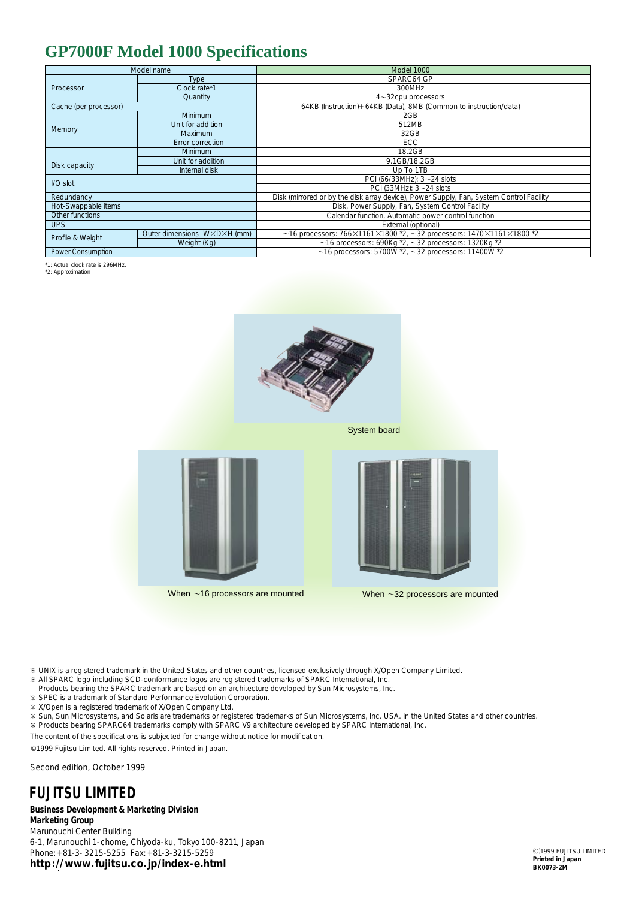# GP7000F Model 1000 Specifications

| Model name | | Model 1000 |
|---|---|---|
| Processor | Type | SPARC64 GP |
| | Clock rate*1 | 300MHz |
| | Quantity | 4～32cpu processors |
| Cache (per processor) | | 64KB (Instruction)+ 64KB (Data), 8MB (Common to instruction/data) |
| Memory | Minimum | 2GB |
| | Unit for addition | 512MB |
| | Maximum | 32GB |
| | Error correction | ECC |
| Disk capacity | Minimum | 18.2GB |
| | Unit for addition | 9.1GB/18.2GB |
| | Internal disk | Up To 1TB |
| I/O slot | | PCI (66/33MHz): 3～24 slots<br>PCI (33MHz): 3～24 slots |
| Redundancy | | Disk (mirrored or by the disk array device), Power Supply, Fan, System Control Facility |
| Hot-Swappable items | | Disk, Power Supply, Fan, System Control Facility |
| Other functions | | Calendar function, Automatic power control function |
| UPS | | External (optional) |
| Profile & Weight | Outer dimensions W×D×H (mm) | ~16 processors: 766×1161×1800 *2, ~32 processors: 1470×1161×1800 *2 |
| | Weight (Kg) | ~16 processors: 690Kg *2, ~32 processors: 1320Kg *2 |
| Power Consumption | | ~16 processors: 5700W *2, ~32 processors: 11400W *2 |

*1: Actual clock rate is 296MHz.
*2: Approximation

System board

When ~16 processors are mounted

When ~32 processors are mounted

※ UNIX is a registered trademark in the United States and other countries, licensed exclusively through X/Open Company Limited.
※ All SPARC logo including SCD-conformance logos are registered trademarks of SPARC International, Inc.
Products bearing the SPARC trademark are based on an architecture developed by Sun Microsystems, Inc.
※ SPEC is a trademark of Standard Performance Evolution Corporation.
※ X/Open is a registered trademark of X/Open Company Ltd.
※ Sun, Sun Microsystems, and Solaris are trademarks or registered trademarks of Sun Microsystems, Inc. USA. in the United States and other countries.
※ Products bearing SPARC64 trademarks comply with SPARC V9 architecture developed by SPARC International, Inc.

The content of the specifications is subjected for change without notice for modification.

©1999 Fujitsu Limited. All rights reserved. Printed in Japan.

Second edition, October 1999

## FUJITSU LIMITED

**Business Development & Marketing Division**
**Marketing Group**
Marunouchi Center Building
6-1, Marunouchi 1-chome, Chiyoda-ku, Tokyo 100-8211, Japan
Phone: +81-3- 3215-5255 Fax: +81-3-3215-5259
**http://www.fujitsu.co.jp/index-e.html**

(C)1999 FUJITSU LIMITED
**Printed in Japan**
**BK0073-2M**